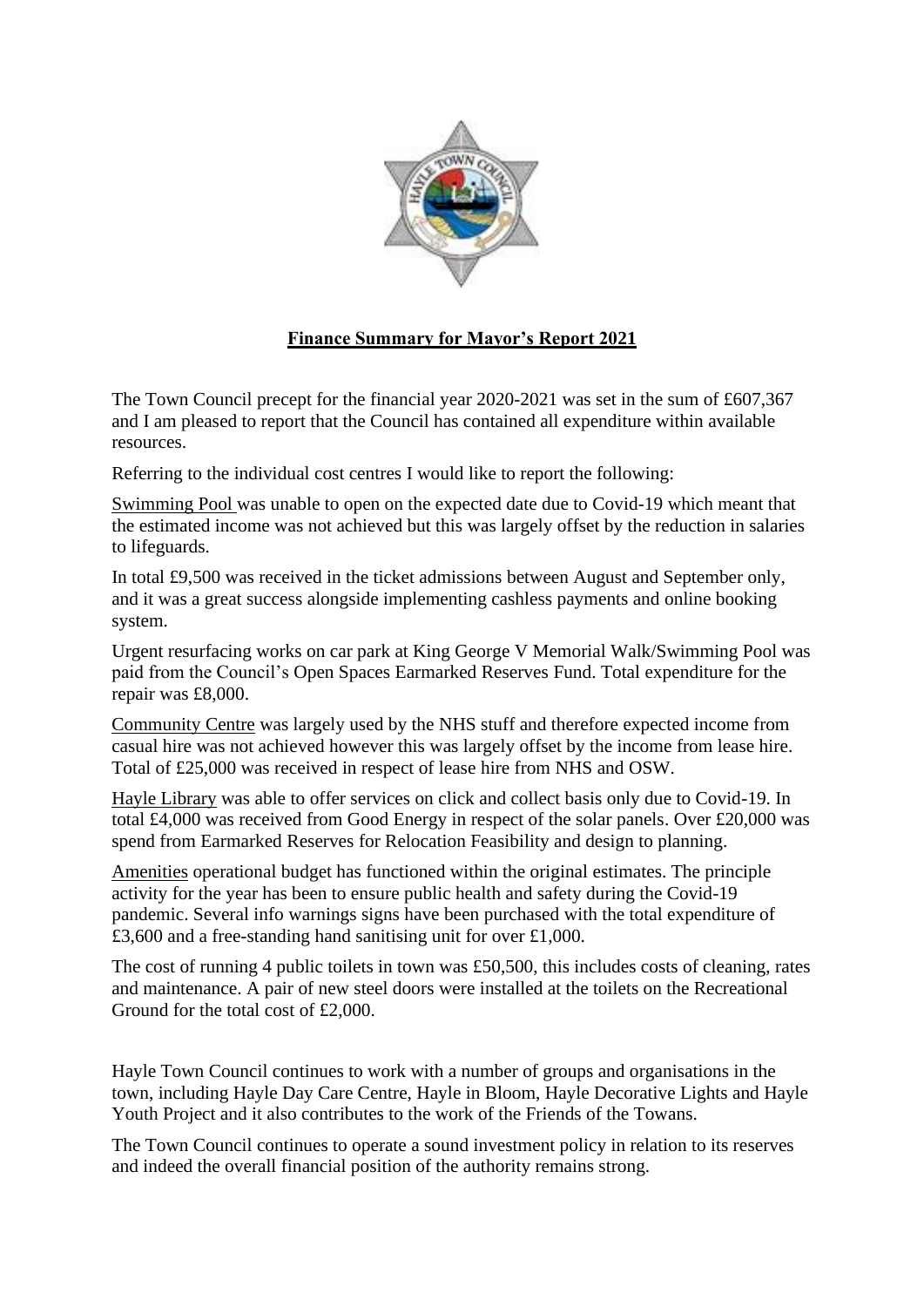**Finance Summary for Mayor's Report 2021**

The Town Council precept for the financial year 2020-2021 was set in the sum of £607,367 and I am pleased to report that the Council has contained all expenditure within available resources.

Referring to the individual cost centres I would like to report the following:

Swimming Pool was unable to open on the expected date due to Covid-19 which meant that the estimated income was not achieved but this was largely offset by the reduction in salaries to lifeguards.

In total £9,500 was received in the ticket admissions between August and September only, and it was a great success alongside implementing cashless payments and online booking system.

Urgent resurfacing works on car park at King George V Memorial Walk/Swimming Pool was paid from the Council's Open Spaces Earmarked Reserves Fund. Total expenditure for the repair was £8,000.

Community Centre was largely used by the NHS stuff and therefore expected income from casual hire was not achieved however this was largely offset by the income from lease hire. Total of £25,000 was received in respect of lease hire from NHS and OSW.

Hayle Library was able to offer services on click and collect basis only due to Covid-19. In total £4,000 was received from Good Energy in respect of the solar panels. Over £20,000 was spend from Earmarked Reserves for Relocation Feasibility and design to planning.

Amenities operational budget has functioned within the original estimates. The principle activity for the year has been to ensure public health and safety during the Covid-19 pandemic. Several info warnings signs have been purchased with the total expenditure of £3,600 and a free-standing hand sanitising unit for over £1,000.

The cost of running 4 public toilets in town was £50,500, this includes costs of cleaning, rates and maintenance. A pair of new steel doors were installed at the toilets on the Recreational Ground for the total cost of £2,000.

Hayle Town Council continues to work with a number of groups and organisations in the town, including Hayle Day Care Centre, Hayle in Bloom, Hayle Decorative Lights and Hayle Youth Project and it also contributes to the work of the Friends of the Towans.

The Town Council continues to operate a sound investment policy in relation to its reserves and indeed the overall financial position of the authority remains strong.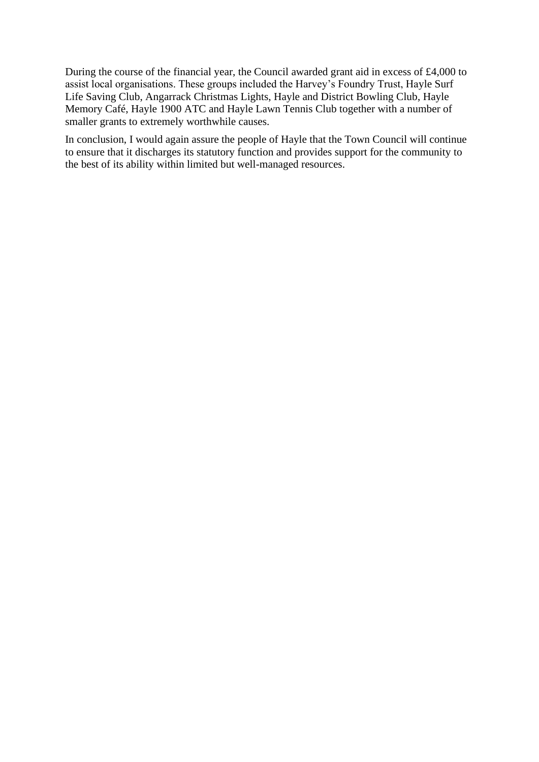During the course of the financial year, the Council awarded grant aid in excess of £4,000 to assist local organisations. These groups included the Harvey's Foundry Trust, Hayle Surf Life Saving Club, Angarrack Christmas Lights, Hayle and District Bowling Club, Hayle Memory Café, Hayle 1900 ATC and Hayle Lawn Tennis Club together with a number of smaller grants to extremely worthwhile causes.

In conclusion, I would again assure the people of Hayle that the Town Council will continue to ensure that it discharges its statutory function and provides support for the community to the best of its ability within limited but well-managed resources.